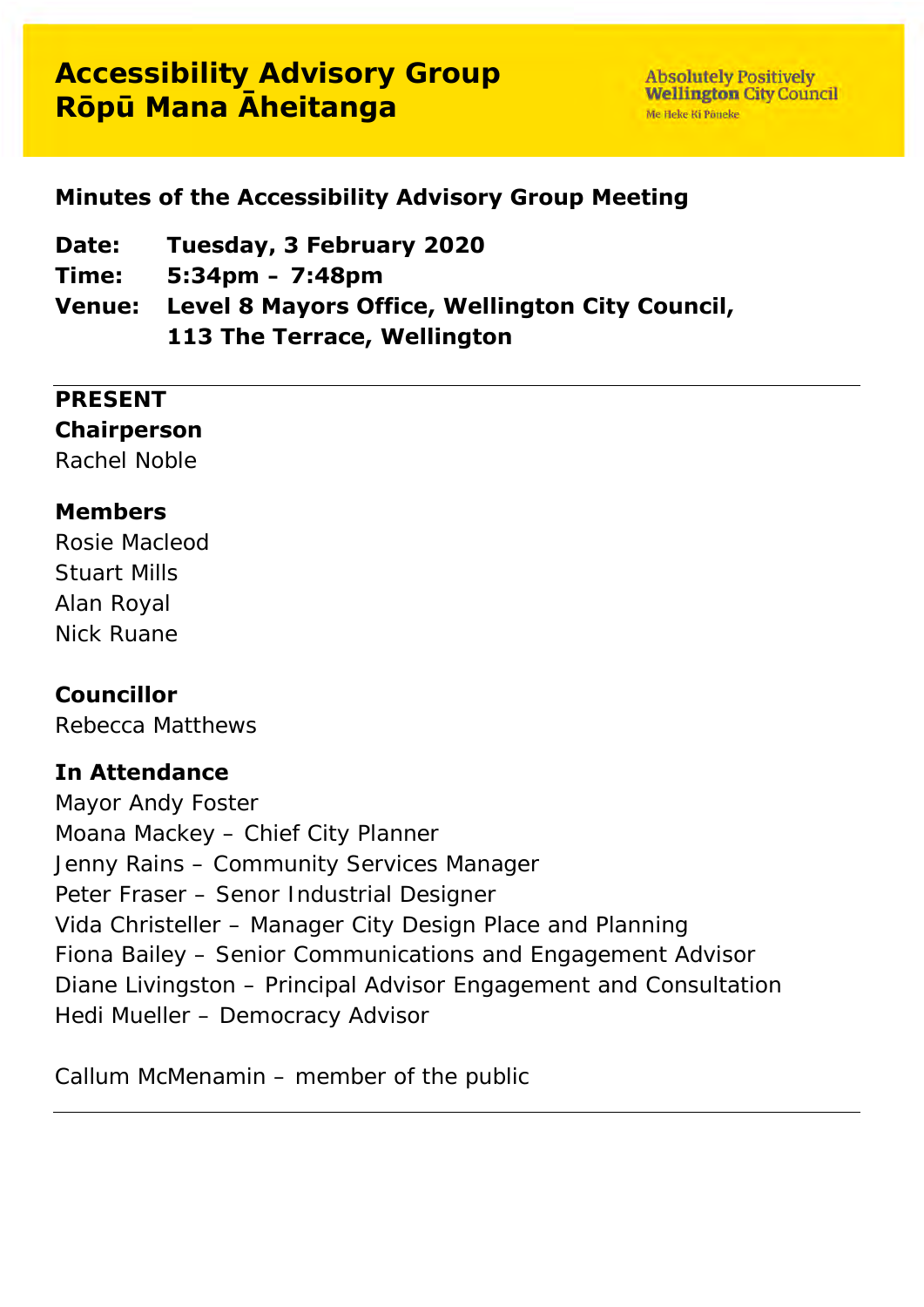# Accessibility Advisory Group
# Rōpū Mana Āheitanga

Absolutely Positively **Wellington** City Council
Me Heke Ki Pōneke

## Minutes of the Accessibility Advisory Group Meeting

**Date:** **Tuesday, 3 February 2020**
**Time:** **5:34pm – 7:48pm**
**Venue:** **Level 8 Mayors Office, Wellington City Council, 113 The Terrace, Wellington**

---

**PRESENT**

**Chairperson**
Rachel Noble

**Members**
Rosie Macleod
Stuart Mills
Alan Royal
Nick Ruane

**Councillor**
Rebecca Matthews

**In Attendance**
Mayor Andy Foster
Moana Mackey – Chief City Planner
Jenny Rains – Community Services Manager
Peter Fraser – Senor Industrial Designer
Vida Christeller – Manager City Design Place and Planning
Fiona Bailey – Senior Communications and Engagement Advisor
Diane Livingston – Principal Advisor Engagement and Consultation
Hedi Mueller – Democracy Advisor

Callum McMenamin – member of the public

---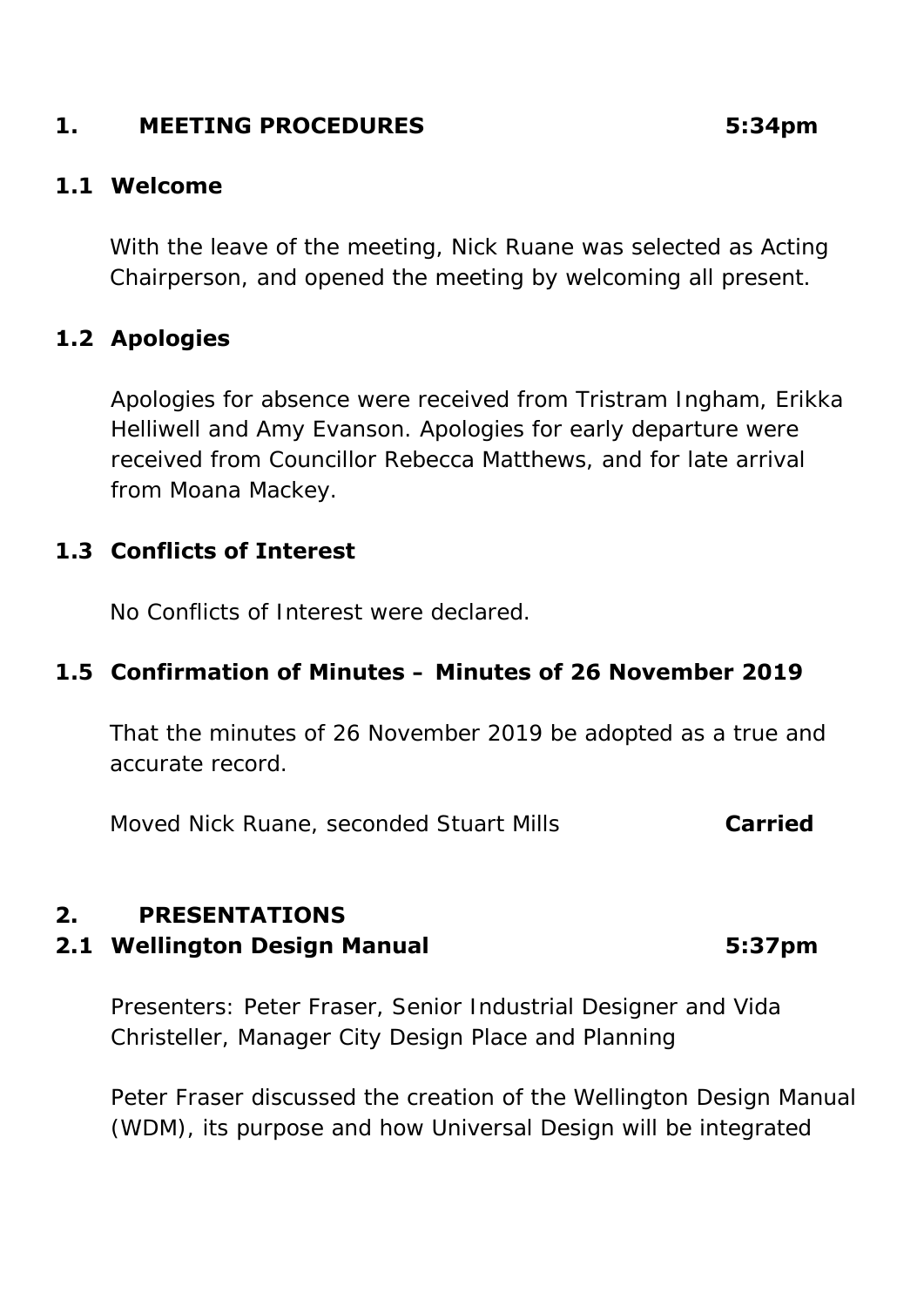## 1. MEETING PROCEDURES 5:34pm

### 1.1 Welcome

With the leave of the meeting, Nick Ruane was selected as Acting Chairperson, and opened the meeting by welcoming all present.

### 1.2 Apologies

Apologies for absence were received from Tristram Ingham, Erikka Helliwell and Amy Evanson. Apologies for early departure were received from Councillor Rebecca Matthews, and for late arrival from Moana Mackey.

### 1.3 Conflicts of Interest

No Conflicts of Interest were declared.

### 1.5 Confirmation of Minutes – Minutes of 26 November 2019

That the minutes of 26 November 2019 be adopted as a true and accurate record.

Moved Nick Ruane, seconded Stuart Mills **Carried**

## 2. PRESENTATIONS

### 2.1 Wellington Design Manual 5:37pm

Presenters: Peter Fraser, Senior Industrial Designer and Vida Christeller, Manager City Design Place and Planning

Peter Fraser discussed the creation of the Wellington Design Manual (WDM), its purpose and how Universal Design will be integrated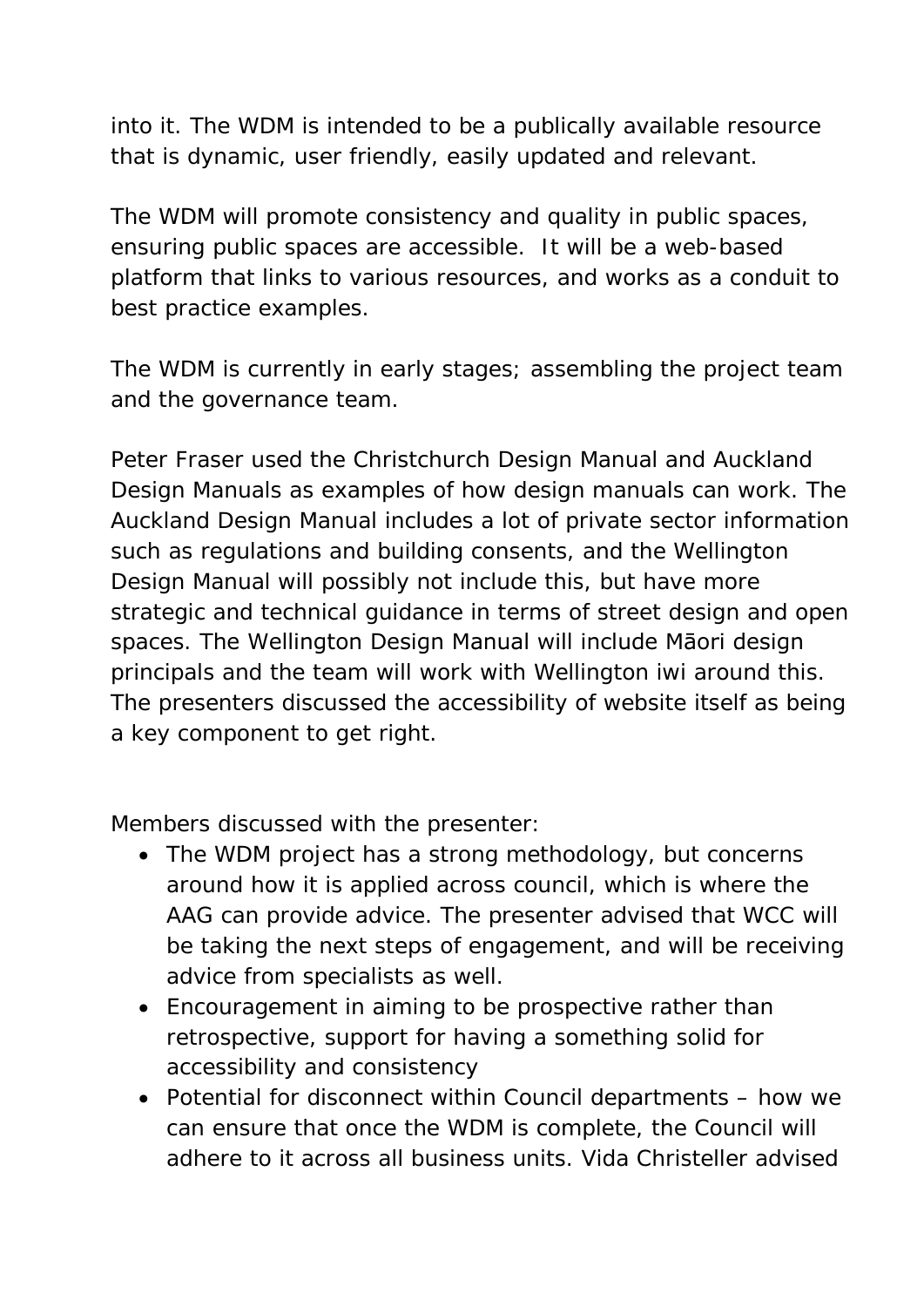into it. The WDM is intended to be a publically available resource that is dynamic, user friendly, easily updated and relevant.

The WDM will promote consistency and quality in public spaces, ensuring public spaces are accessible. It will be a web-based platform that links to various resources, and works as a conduit to best practice examples.

The WDM is currently in early stages; assembling the project team and the governance team.

Peter Fraser used the Christchurch Design Manual and Auckland Design Manuals as examples of how design manuals can work. The Auckland Design Manual includes a lot of private sector information such as regulations and building consents, and the Wellington Design Manual will possibly not include this, but have more strategic and technical guidance in terms of street design and open spaces. The Wellington Design Manual will include Māori design principals and the team will work with Wellington iwi around this. The presenters discussed the accessibility of website itself as being a key component to get right.

Members discussed with the presenter:

- The WDM project has a strong methodology, but concerns around how it is applied across council, which is where the AAG can provide advice. The presenter advised that WCC will be taking the next steps of engagement, and will be receiving advice from specialists as well.
- Encouragement in aiming to be prospective rather than retrospective, support for having a something solid for accessibility and consistency
- Potential for disconnect within Council departments – how we can ensure that once the WDM is complete, the Council will adhere to it across all business units. Vida Christeller advised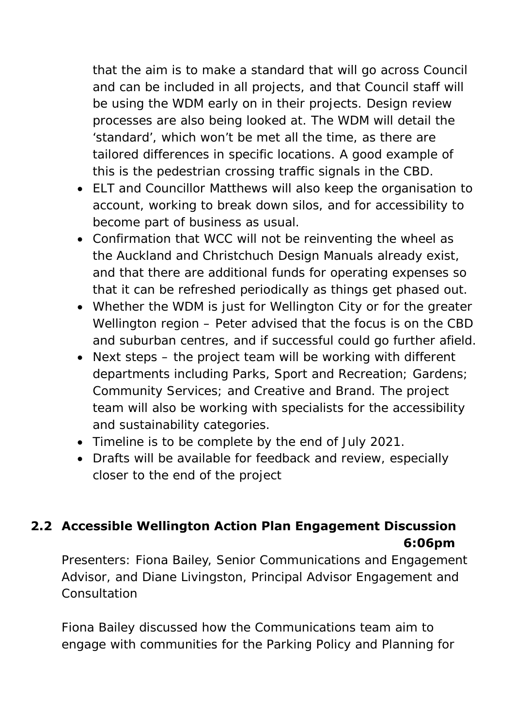that the aim is to make a standard that will go across Council and can be included in all projects, and that Council staff will be using the WDM early on in their projects. Design review processes are also being looked at. The WDM will detail the 'standard', which won't be met all the time, as there are tailored differences in specific locations. A good example of this is the pedestrian crossing traffic signals in the CBD.

- ELT and Councillor Matthews will also keep the organisation to account, working to break down silos, and for accessibility to become part of business as usual.
- Confirmation that WCC will not be reinventing the wheel as the Auckland and Christchuch Design Manuals already exist, and that there are additional funds for operating expenses so that it can be refreshed periodically as things get phased out.
- Whether the WDM is just for Wellington City or for the greater Wellington region – Peter advised that the focus is on the CBD and suburban centres, and if successful could go further afield.
- Next steps – the project team will be working with different departments including Parks, Sport and Recreation; Gardens; Community Services; and Creative and Brand. The project team will also be working with specialists for the accessibility and sustainability categories.
- Timeline is to be complete by the end of July 2021.
- Drafts will be available for feedback and review, especially closer to the end of the project

## 2.2 Accessible Wellington Action Plan Engagement Discussion 6:06pm

Presenters: Fiona Bailey, Senior Communications and Engagement Advisor, and Diane Livingston, Principal Advisor Engagement and Consultation

Fiona Bailey discussed how the Communications team aim to engage with communities for the Parking Policy and Planning for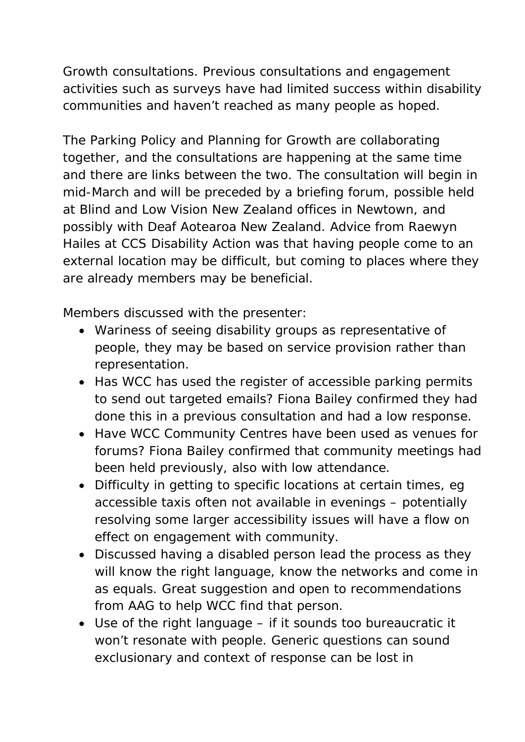Growth consultations. Previous consultations and engagement activities such as surveys have had limited success within disability communities and haven't reached as many people as hoped.

The Parking Policy and Planning for Growth are collaborating together, and the consultations are happening at the same time and there are links between the two. The consultation will begin in mid-March and will be preceded by a briefing forum, possible held at Blind and Low Vision New Zealand offices in Newtown, and possibly with Deaf Aotearoa New Zealand. Advice from Raewyn Hailes at CCS Disability Action was that having people come to an external location may be difficult, but coming to places where they are already members may be beneficial.

Members discussed with the presenter:

- Wariness of seeing disability groups as representative of people, they may be based on service provision rather than representation.
- Has WCC has used the register of accessible parking permits to send out targeted emails? Fiona Bailey confirmed they had done this in a previous consultation and had a low response.
- Have WCC Community Centres have been used as venues for forums? Fiona Bailey confirmed that community meetings had been held previously, also with low attendance.
- Difficulty in getting to specific locations at certain times, eg accessible taxis often not available in evenings – potentially resolving some larger accessibility issues will have a flow on effect on engagement with community.
- Discussed having a disabled person lead the process as they will know the right language, know the networks and come in as equals. Great suggestion and open to recommendations from AAG to help WCC find that person.
- Use of the right language – if it sounds too bureaucratic it won't resonate with people. Generic questions can sound exclusionary and context of response can be lost in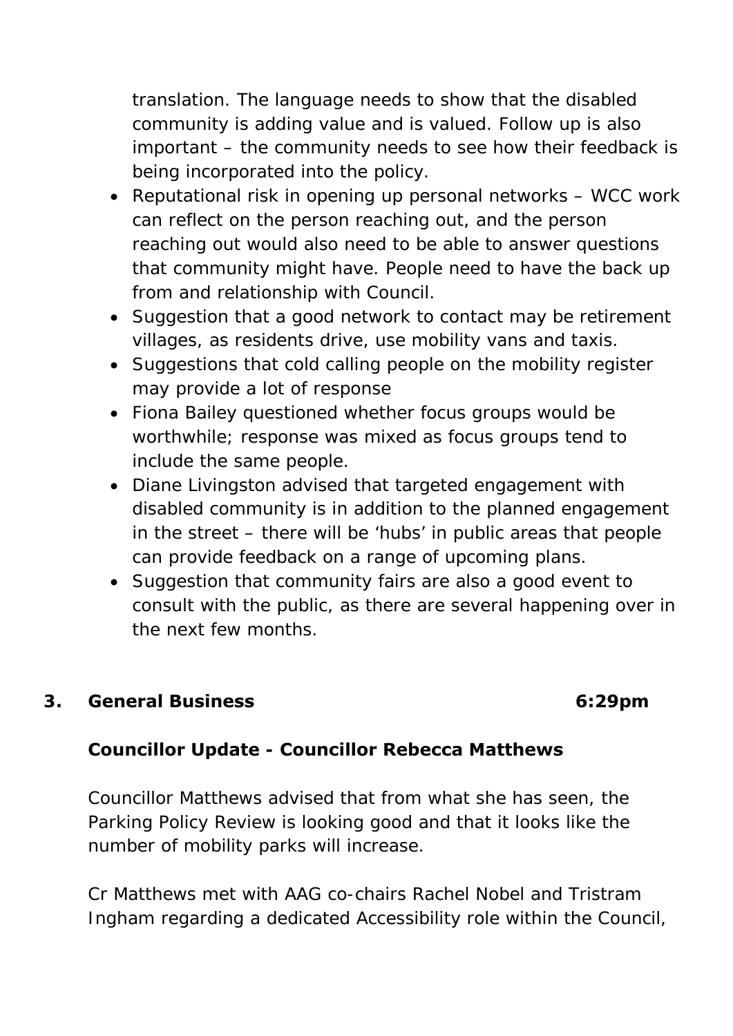translation. The language needs to show that the disabled community is adding value and is valued. Follow up is also important – the community needs to see how their feedback is being incorporated into the policy.

- Reputational risk in opening up personal networks – WCC work can reflect on the person reaching out, and the person reaching out would also need to be able to answer questions that community might have. People need to have the back up from and relationship with Council.
- Suggestion that a good network to contact may be retirement villages, as residents drive, use mobility vans and taxis.
- Suggestions that cold calling people on the mobility register may provide a lot of response
- Fiona Bailey questioned whether focus groups would be worthwhile; response was mixed as focus groups tend to include the same people.
- Diane Livingston advised that targeted engagement with disabled community is in addition to the planned engagement in the street – there will be 'hubs' in public areas that people can provide feedback on a range of upcoming plans.
- Suggestion that community fairs are also a good event to consult with the public, as there are several happening over in the next few months.

## 3. General Business 6:29pm

### Councillor Update - Councillor Rebecca Matthews

Councillor Matthews advised that from what she has seen, the Parking Policy Review is looking good and that it looks like the number of mobility parks will increase.

Cr Matthews met with AAG co-chairs Rachel Nobel and Tristram Ingham regarding a dedicated Accessibility role within the Council,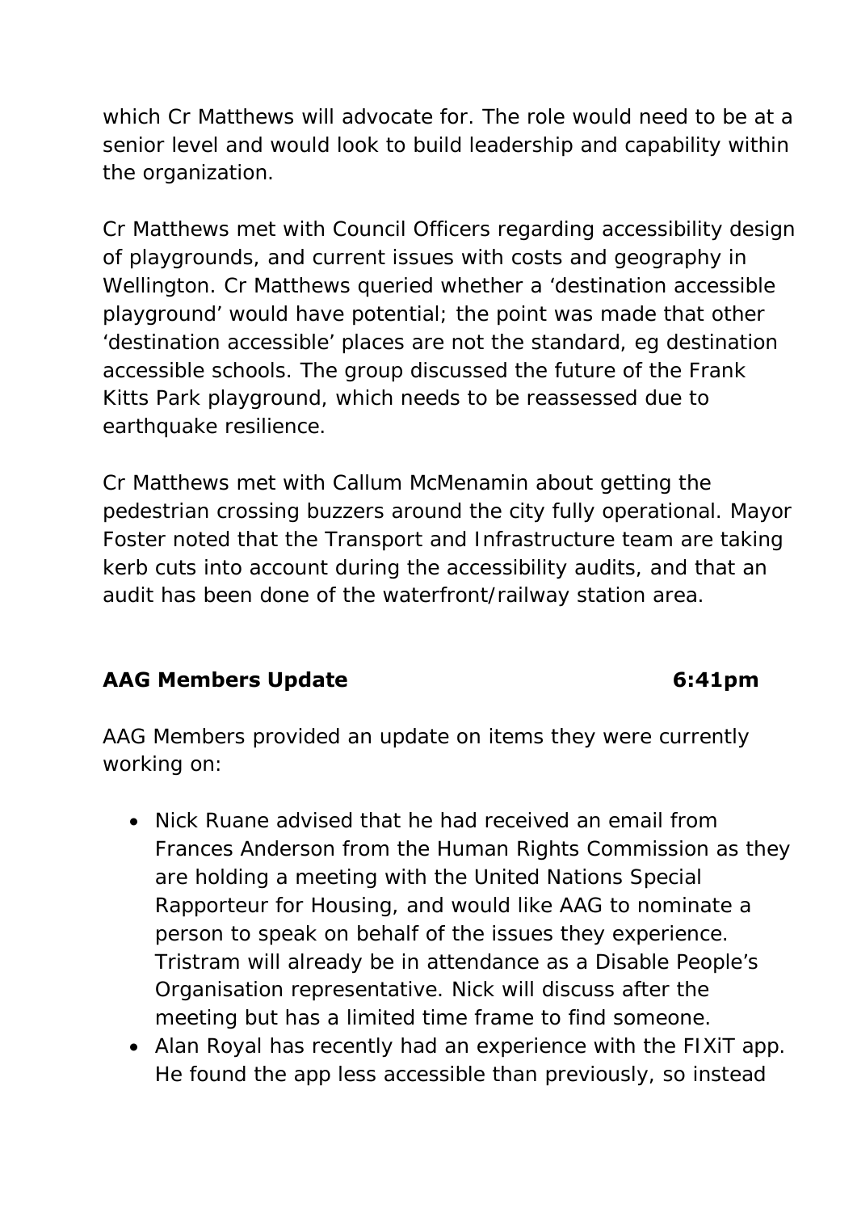which Cr Matthews will advocate for. The role would need to be at a senior level and would look to build leadership and capability within the organization.

Cr Matthews met with Council Officers regarding accessibility design of playgrounds, and current issues with costs and geography in Wellington. Cr Matthews queried whether a 'destination accessible playground' would have potential; the point was made that other 'destination accessible' places are not the standard, eg destination accessible schools. The group discussed the future of the Frank Kitts Park playground, which needs to be reassessed due to earthquake resilience.

Cr Matthews met with Callum McMenamin about getting the pedestrian crossing buzzers around the city fully operational. Mayor Foster noted that the Transport and Infrastructure team are taking kerb cuts into account during the accessibility audits, and that an audit has been done of the waterfront/railway station area.

**AAG Members Update 6:41pm**

AAG Members provided an update on items they were currently working on:

- Nick Ruane advised that he had received an email from Frances Anderson from the Human Rights Commission as they are holding a meeting with the United Nations Special Rapporteur for Housing, and would like AAG to nominate a person to speak on behalf of the issues they experience. Tristram will already be in attendance as a Disable People's Organisation representative. Nick will discuss after the meeting but has a limited time frame to find someone.
- Alan Royal has recently had an experience with the FIXiT app. He found the app less accessible than previously, so instead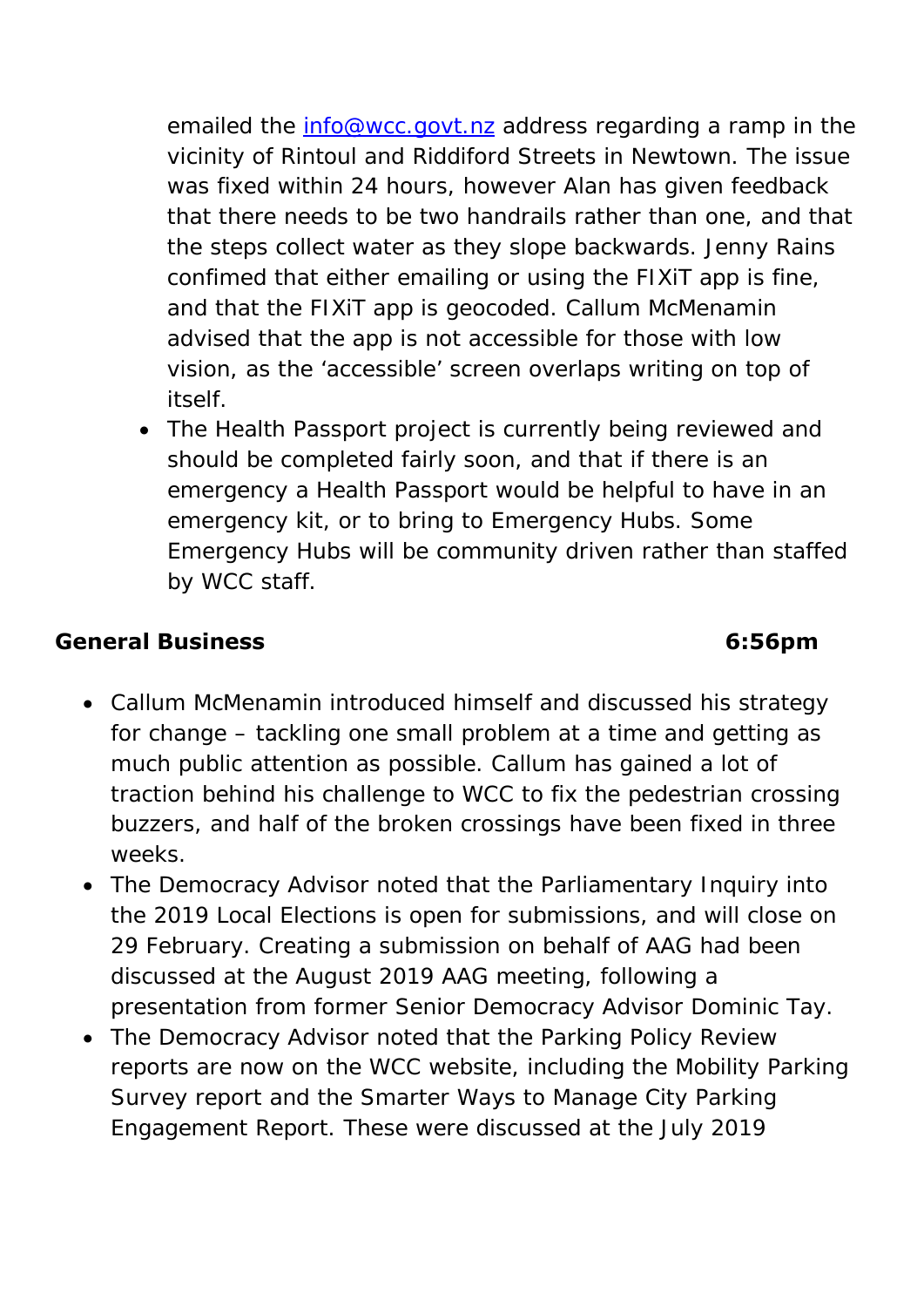emailed the info@wcc.govt.nz address regarding a ramp in the vicinity of Rintoul and Riddiford Streets in Newtown. The issue was fixed within 24 hours, however Alan has given feedback that there needs to be two handrails rather than one, and that the steps collect water as they slope backwards. Jenny Rains confimed that either emailing or using the FIXiT app is fine, and that the FIXiT app is geocoded. Callum McMenamin advised that the app is not accessible for those with low vision, as the 'accessible' screen overlaps writing on top of itself.

- The Health Passport project is currently being reviewed and should be completed fairly soon, and that if there is an emergency a Health Passport would be helpful to have in an emergency kit, or to bring to Emergency Hubs. Some Emergency Hubs will be community driven rather than staffed by WCC staff.

**General Business** **6:56pm**

- Callum McMenamin introduced himself and discussed his strategy for change – tackling one small problem at a time and getting as much public attention as possible. Callum has gained a lot of traction behind his challenge to WCC to fix the pedestrian crossing buzzers, and half of the broken crossings have been fixed in three weeks.
- The Democracy Advisor noted that the Parliamentary Inquiry into the 2019 Local Elections is open for submissions, and will close on 29 February. Creating a submission on behalf of AAG had been discussed at the August 2019 AAG meeting, following a presentation from former Senior Democracy Advisor Dominic Tay.
- The Democracy Advisor noted that the Parking Policy Review reports are now on the WCC website, including the Mobility Parking Survey report and the Smarter Ways to Manage City Parking Engagement Report. These were discussed at the July 2019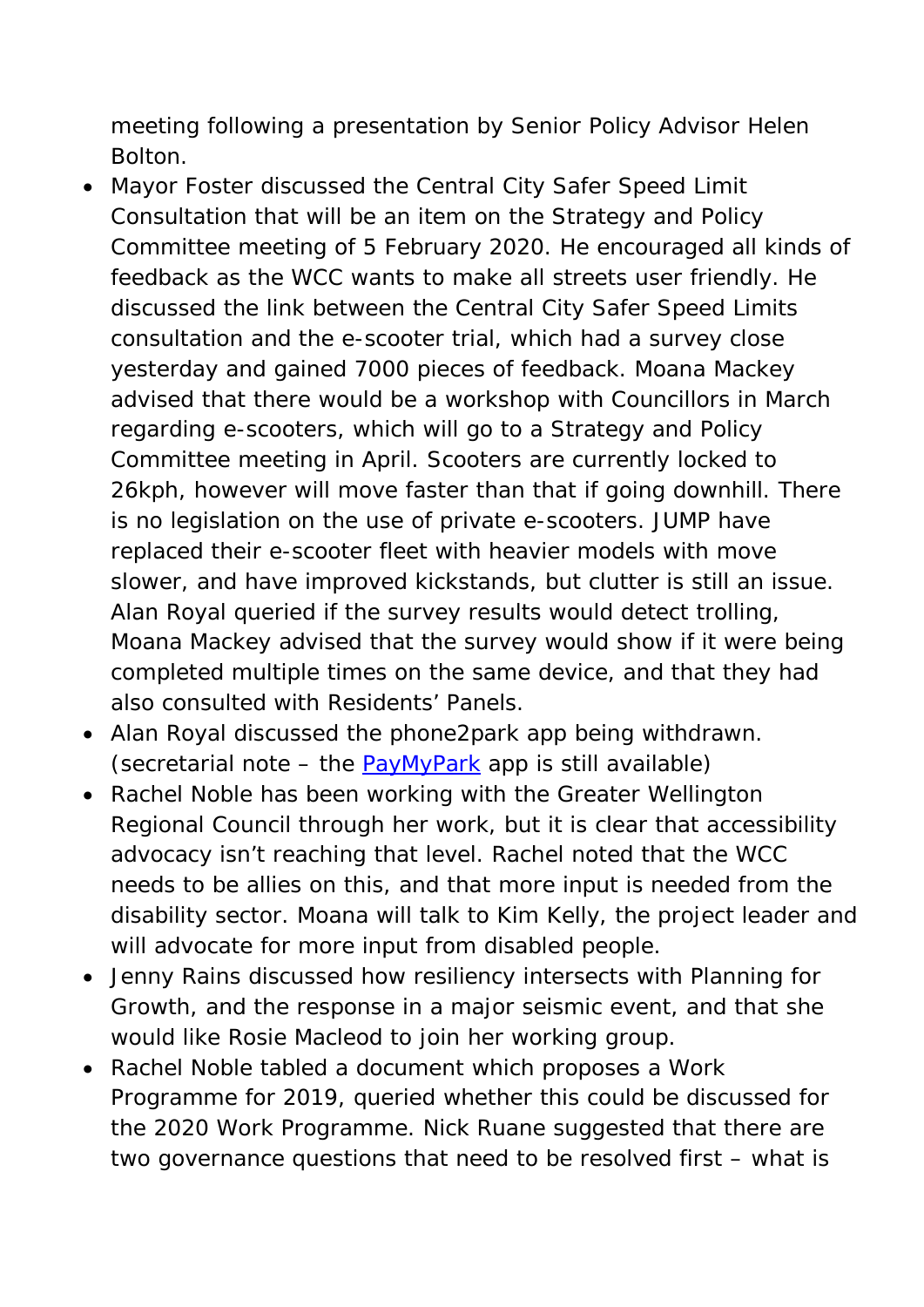meeting following a presentation by Senior Policy Advisor Helen Bolton.

- Mayor Foster discussed the Central City Safer Speed Limit Consultation that will be an item on the Strategy and Policy Committee meeting of 5 February 2020. He encouraged all kinds of feedback as the WCC wants to make all streets user friendly. He discussed the link between the Central City Safer Speed Limits consultation and the e-scooter trial, which had a survey close yesterday and gained 7000 pieces of feedback. Moana Mackey advised that there would be a workshop with Councillors in March regarding e-scooters, which will go to a Strategy and Policy Committee meeting in April. Scooters are currently locked to 26kph, however will move faster than that if going downhill. There is no legislation on the use of private e-scooters. JUMP have replaced their e-scooter fleet with heavier models with move slower, and have improved kickstands, but clutter is still an issue. Alan Royal queried if the survey results would detect trolling, Moana Mackey advised that the survey would show if it were being completed multiple times on the same device, and that they had also consulted with Residents' Panels.
- Alan Royal discussed the phone2park app being withdrawn. (secretarial note – the PayMyPark app is still available)
- Rachel Noble has been working with the Greater Wellington Regional Council through her work, but it is clear that accessibility advocacy isn't reaching that level. Rachel noted that the WCC needs to be allies on this, and that more input is needed from the disability sector. Moana will talk to Kim Kelly, the project leader and will advocate for more input from disabled people.
- Jenny Rains discussed how resiliency intersects with Planning for Growth, and the response in a major seismic event, and that she would like Rosie Macleod to join her working group.
- Rachel Noble tabled a document which proposes a Work Programme for 2019, queried whether this could be discussed for the 2020 Work Programme. Nick Ruane suggested that there are two governance questions that need to be resolved first – what is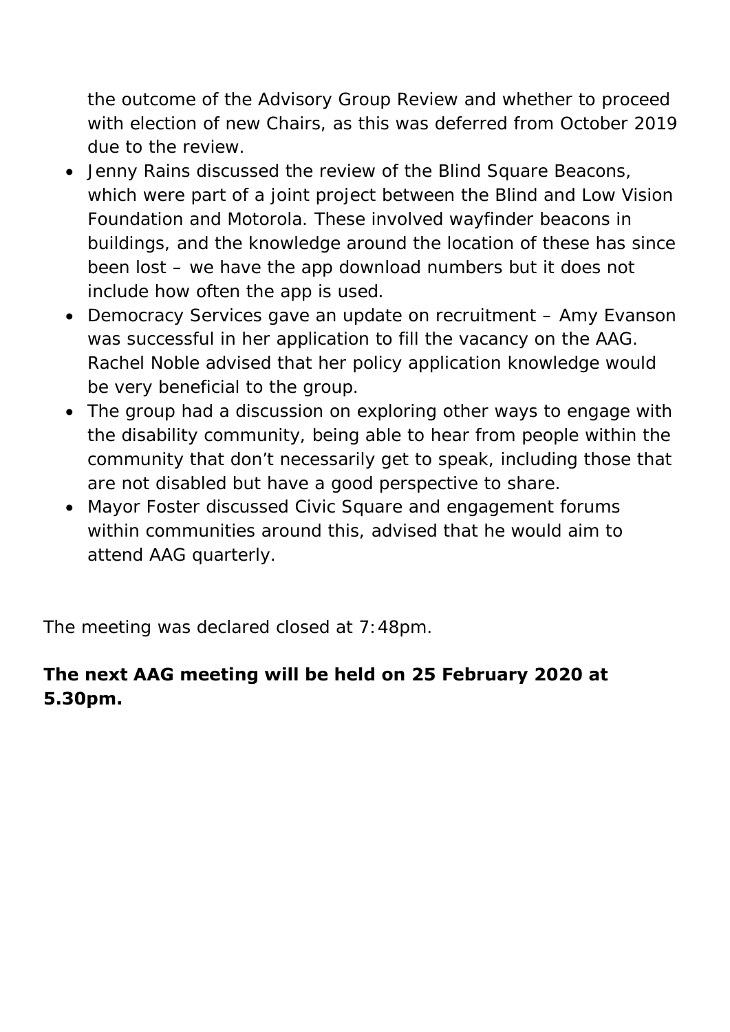the outcome of the Advisory Group Review and whether to proceed with election of new Chairs, as this was deferred from October 2019 due to the review.

- Jenny Rains discussed the review of the Blind Square Beacons, which were part of a joint project between the Blind and Low Vision Foundation and Motorola. These involved wayfinder beacons in buildings, and the knowledge around the location of these has since been lost – we have the app download numbers but it does not include how often the app is used.
- Democracy Services gave an update on recruitment – Amy Evanson was successful in her application to fill the vacancy on the AAG. Rachel Noble advised that her policy application knowledge would be very beneficial to the group.
- The group had a discussion on exploring other ways to engage with the disability community, being able to hear from people within the community that don't necessarily get to speak, including those that are not disabled but have a good perspective to share.
- Mayor Foster discussed Civic Square and engagement forums within communities around this, advised that he would aim to attend AAG quarterly.

The meeting was declared closed at 7:48pm.

**The next AAG meeting will be held on 25 February 2020 at 5.30pm.**